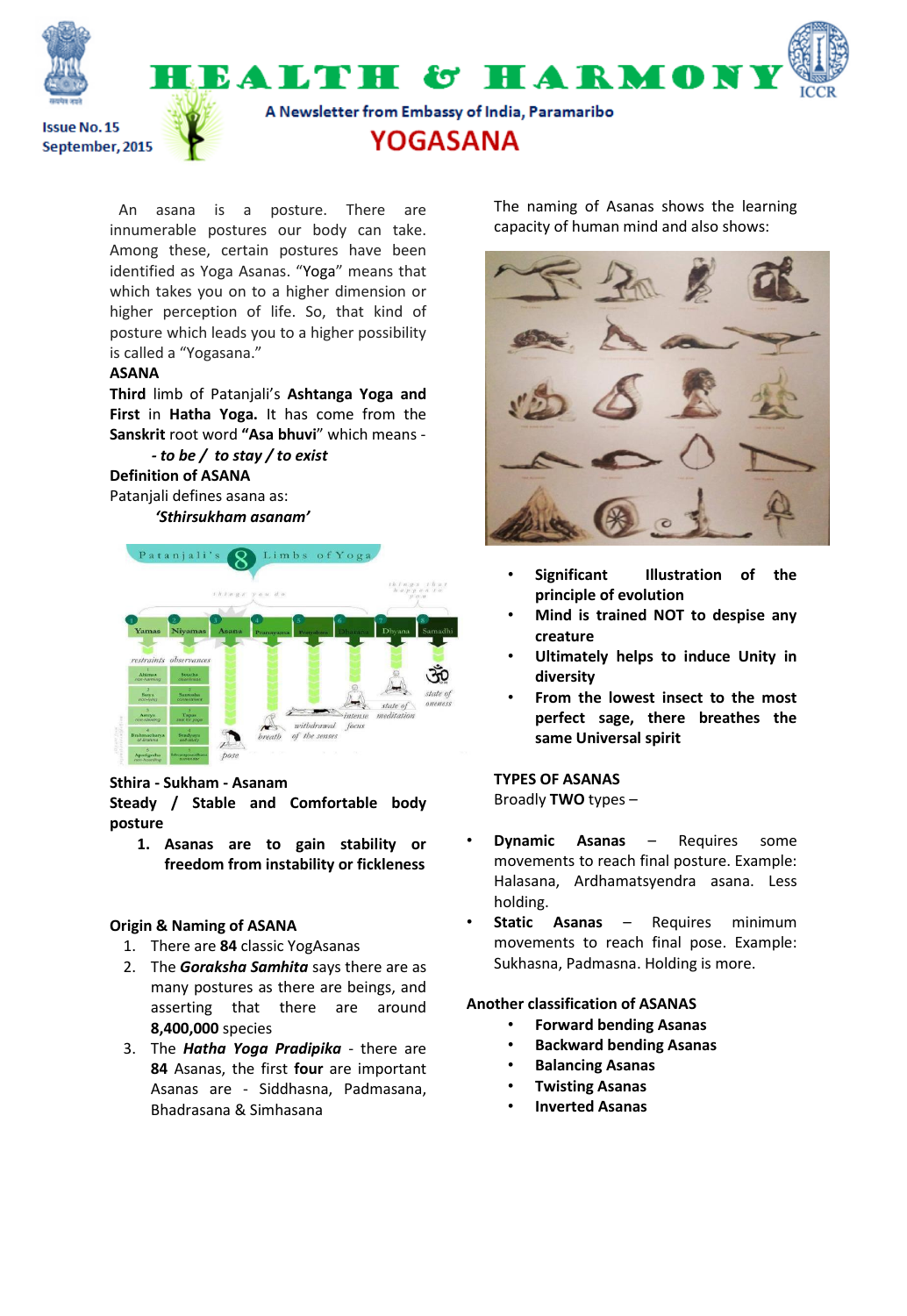# HEALTH & HARMONY

A Newsletter from Embassy of India, Paramaribo

Issue No. 15
September, 2015

## YOGASANA

An asana is a posture. There are innumerable postures our body can take. Among these, certain postures have been identified as Yoga Asanas. "Yoga" means that which takes you on to a higher dimension or higher perception of life. So, that kind of posture which leads you to a higher possibility is called a "Yogasana."

**ASANA**

**Third** limb of Patanjali's **Ashtanga Yoga and First** in **Hatha Yoga.** It has come from the **Sanskrit** root word **"Asa bhuvi"** which means -

***- to be / to stay / to exist***

**Definition of ASANA**

Patanjali defines asana as:

***'Sthirsukham asanam'***

**Sthira - Sukham - Asanam**

**Steady / Stable and Comfortable body posture**

1. **Asanas are to gain stability or freedom from instability or fickleness**

**Origin & Naming of ASANA**

1. There are **84** classic YogAsanas
2. The ***Goraksha Samhita*** says there are as many postures as there are beings, and asserting that there are around **8,400,000** species
3. The ***Hatha Yoga Pradipika*** - there are **84** Asanas, the first **four** are important Asanas are - Siddhasna, Padmasana, Bhadrasana & Simhasana

The naming of Asanas shows the learning capacity of human mind and also shows:

- **Significant Illustration of the principle of evolution**
- **Mind is trained NOT to despise any creature**
- **Ultimately helps to induce Unity in diversity**
- **From the lowest insect to the most perfect sage, there breathes the same Universal spirit**

**TYPES OF ASANAS**

Broadly **TWO** types –

- **Dynamic Asanas** – Requires some movements to reach final posture. Example: Halasana, Ardhamatsyendra asana. Less holding.
- **Static Asanas** – Requires minimum movements to reach final pose. Example: Sukhasna, Padmasna. Holding is more.

**Another classification of ASANAS**

- **Forward bending Asanas**
- **Backward bending Asanas**
- **Balancing Asanas**
- **Twisting Asanas**
- **Inverted Asanas**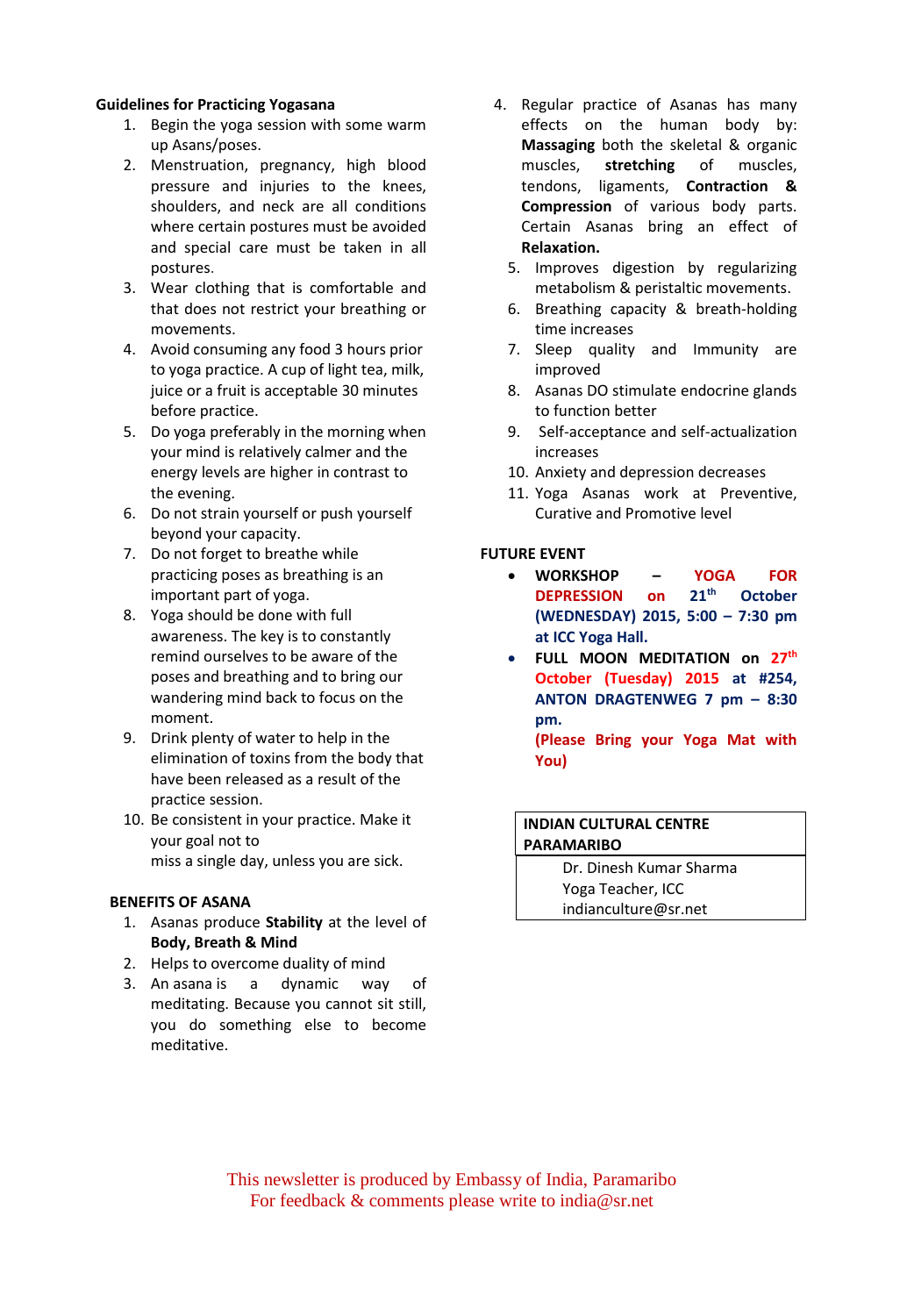**Guidelines for Practicing Yogasana**

1. Begin the yoga session with some warm up Asans/poses.
2. Menstruation, pregnancy, high blood pressure and injuries to the knees, shoulders, and neck are all conditions where certain postures must be avoided and special care must be taken in all postures.
3. Wear clothing that is comfortable and that does not restrict your breathing or movements.
4. Avoid consuming any food 3 hours prior to yoga practice. A cup of light tea, milk, juice or a fruit is acceptable 30 minutes before practice.
5. Do yoga preferably in the morning when your mind is relatively calmer and the energy levels are higher in contrast to the evening.
6. Do not strain yourself or push yourself beyond your capacity.
7. Do not forget to breathe while practicing poses as breathing is an important part of yoga.
8. Yoga should be done with full awareness. The key is to constantly remind ourselves to be aware of the poses and breathing and to bring our wandering mind back to focus on the moment.
9. Drink plenty of water to help in the elimination of toxins from the body that have been released as a result of the practice session.
10. Be consistent in your practice. Make it your goal not to miss a single day, unless you are sick.

**BENEFITS OF ASANA**

1. Asanas produce **Stability** at the level of **Body, Breath & Mind**
2. Helps to overcome duality of mind
3. An asana is a dynamic way of meditating. Because you cannot sit still, you do something else to become meditative.
4. Regular practice of Asanas has many effects on the human body by: **Massaging** both the skeletal & organic muscles, **stretching** of muscles, tendons, ligaments, **Contraction & Compression** of various body parts. Certain Asanas bring an effect of **Relaxation.**
5. Improves digestion by regularizing metabolism & peristaltic movements.
6. Breathing capacity & breath-holding time increases
7. Sleep quality and Immunity are improved
8. Asanas DO stimulate endocrine glands to function better
9. Self-acceptance and self-actualization increases
10. Anxiety and depression decreases
11. Yoga Asanas work at Preventive, Curative and Promotive level

**FUTURE EVENT**

- **WORKSHOP – YOGA FOR DEPRESSION on 21th October (WEDNESDAY) 2015, 5:00 – 7:30 pm at ICC Yoga Hall.**
- **FULL MOON MEDITATION on 27th October (Tuesday) 2015 at #254, ANTON DRAGTENWEG 7 pm – 8:30 pm.**
  **(Please Bring your Yoga Mat with You)**

| INDIAN CULTURAL CENTRE PARAMARIBO |
| --- |
| Dr. Dinesh Kumar Sharma<br>Yoga Teacher, ICC<br>indianculture@sr.net |

This newsletter is produced by Embassy of India, Paramaribo
For feedback & comments please write to india@sr.net